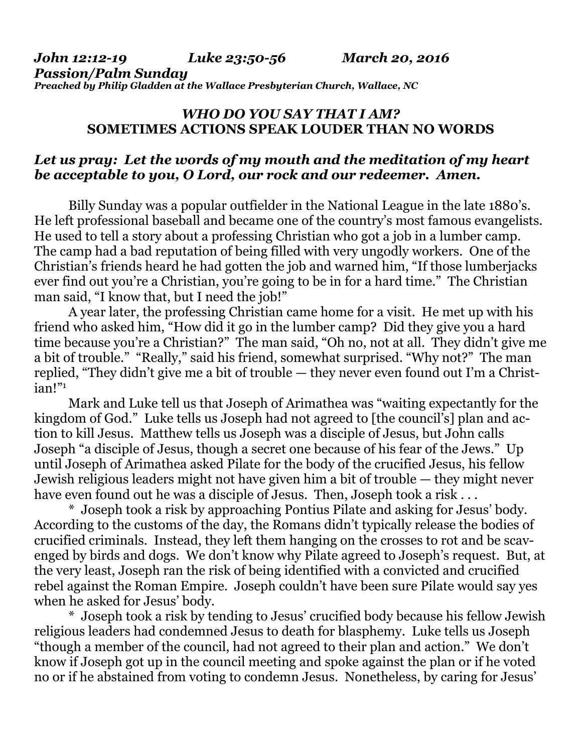***John 12:12-19 Luke 23:50-56 March 20, 2016***
***Passion/Palm Sunday***
***Preached by Philip Gladden at the Wallace Presbyterian Church, Wallace, NC***

## *WHO DO YOU SAY THAT I AM?*
## SOMETIMES ACTIONS SPEAK LOUDER THAN NO WORDS

***Let us pray: Let the words of my mouth and the meditation of my heart be acceptable to you, O Lord, our rock and our redeemer. Amen.***

Billy Sunday was a popular outfielder in the National League in the late 1880's. He left professional baseball and became one of the country's most famous evangelists. He used to tell a story about a professing Christian who got a job in a lumber camp. The camp had a bad reputation of being filled with very ungodly workers. One of the Christian's friends heard he had gotten the job and warned him, "If those lumberjacks ever find out you're a Christian, you're going to be in for a hard time." The Christian man said, "I know that, but I need the job!"

A year later, the professing Christian came home for a visit. He met up with his friend who asked him, "How did it go in the lumber camp? Did they give you a hard time because you're a Christian?" The man said, "Oh no, not at all. They didn't give me a bit of trouble." "Really," said his friend, somewhat surprised. "Why not?" The man replied, "They didn't give me a bit of trouble — they never even found out I'm a Christian!"[1]

Mark and Luke tell us that Joseph of Arimathea was "waiting expectantly for the kingdom of God." Luke tells us Joseph had not agreed to [the council's] plan and action to kill Jesus. Matthew tells us Joseph was a disciple of Jesus, but John calls Joseph "a disciple of Jesus, though a secret one because of his fear of the Jews." Up until Joseph of Arimathea asked Pilate for the body of the crucified Jesus, his fellow Jewish religious leaders might not have given him a bit of trouble — they might never have even found out he was a disciple of Jesus. Then, Joseph took a risk . . .

\* Joseph took a risk by approaching Pontius Pilate and asking for Jesus' body. According to the customs of the day, the Romans didn't typically release the bodies of crucified criminals. Instead, they left them hanging on the crosses to rot and be scavenged by birds and dogs. We don't know why Pilate agreed to Joseph's request. But, at the very least, Joseph ran the risk of being identified with a convicted and crucified rebel against the Roman Empire. Joseph couldn't have been sure Pilate would say yes when he asked for Jesus' body.

\* Joseph took a risk by tending to Jesus' crucified body because his fellow Jewish religious leaders had condemned Jesus to death for blasphemy. Luke tells us Joseph "though a member of the council, had not agreed to their plan and action." We don't know if Joseph got up in the council meeting and spoke against the plan or if he voted no or if he abstained from voting to condemn Jesus. Nonetheless, by caring for Jesus'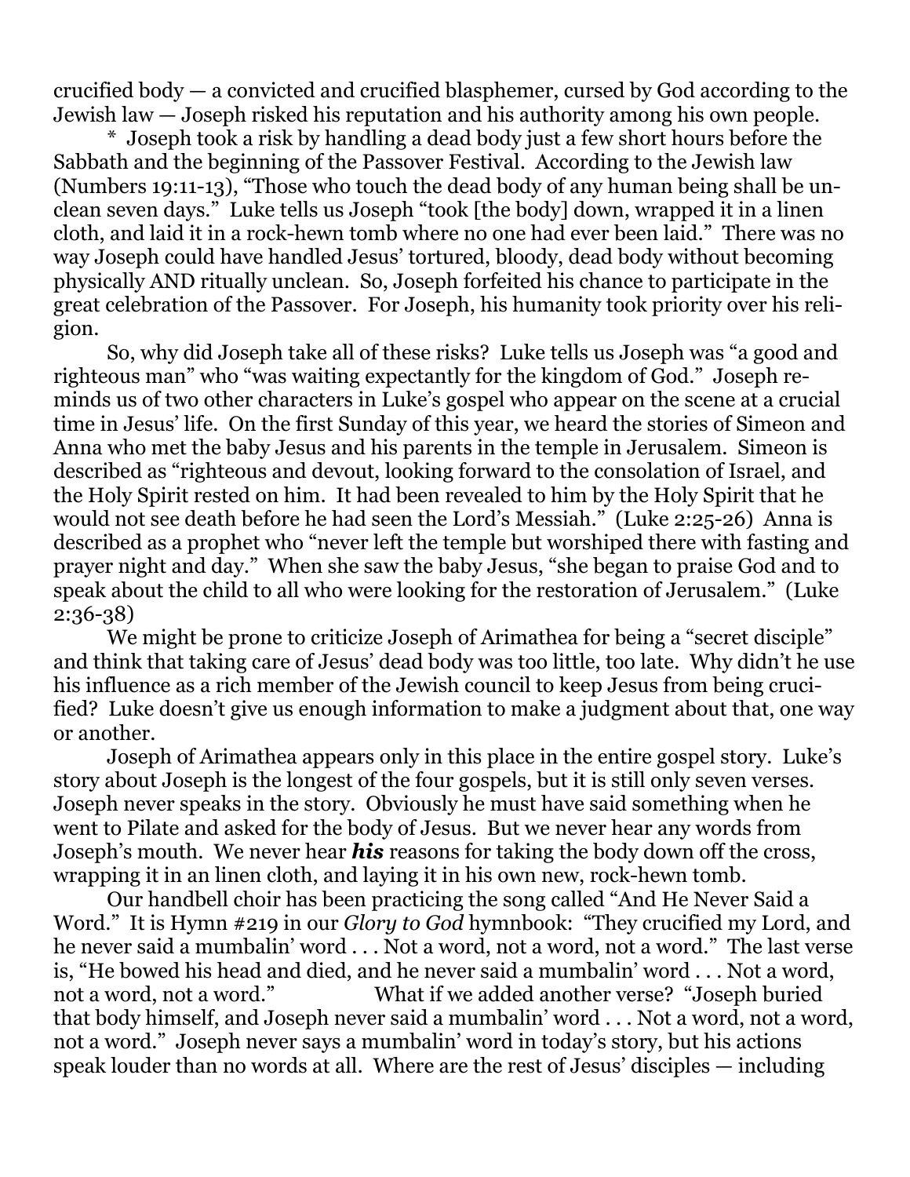crucified body — a convicted and crucified blasphemer, cursed by God according to the Jewish law — Joseph risked his reputation and his authority among his own people.

\* Joseph took a risk by handling a dead body just a few short hours before the Sabbath and the beginning of the Passover Festival. According to the Jewish law (Numbers 19:11-13), "Those who touch the dead body of any human being shall be unclean seven days." Luke tells us Joseph "took [the body] down, wrapped it in a linen cloth, and laid it in a rock-hewn tomb where no one had ever been laid." There was no way Joseph could have handled Jesus' tortured, bloody, dead body without becoming physically AND ritually unclean. So, Joseph forfeited his chance to participate in the great celebration of the Passover. For Joseph, his humanity took priority over his religion.

So, why did Joseph take all of these risks? Luke tells us Joseph was "a good and righteous man" who "was waiting expectantly for the kingdom of God." Joseph reminds us of two other characters in Luke's gospel who appear on the scene at a crucial time in Jesus' life. On the first Sunday of this year, we heard the stories of Simeon and Anna who met the baby Jesus and his parents in the temple in Jerusalem. Simeon is described as "righteous and devout, looking forward to the consolation of Israel, and the Holy Spirit rested on him. It had been revealed to him by the Holy Spirit that he would not see death before he had seen the Lord's Messiah." (Luke 2:25-26) Anna is described as a prophet who "never left the temple but worshiped there with fasting and prayer night and day." When she saw the baby Jesus, "she began to praise God and to speak about the child to all who were looking for the restoration of Jerusalem." (Luke 2:36-38)

We might be prone to criticize Joseph of Arimathea for being a "secret disciple" and think that taking care of Jesus' dead body was too little, too late. Why didn't he use his influence as a rich member of the Jewish council to keep Jesus from being crucified? Luke doesn't give us enough information to make a judgment about that, one way or another.

Joseph of Arimathea appears only in this place in the entire gospel story. Luke's story about Joseph is the longest of the four gospels, but it is still only seven verses. Joseph never speaks in the story. Obviously he must have said something when he went to Pilate and asked for the body of Jesus. But we never hear any words from Joseph's mouth. We never hear ***his*** reasons for taking the body down off the cross, wrapping it in an linen cloth, and laying it in his own new, rock-hewn tomb.

Our handbell choir has been practicing the song called "And He Never Said a Word." It is Hymn #219 in our *Glory to God* hymnbook: "They crucified my Lord, and he never said a mumbalin' word . . . Not a word, not a word, not a word." The last verse is, "He bowed his head and died, and he never said a mumbalin' word . . . Not a word, not a word, not a word." What if we added another verse? "Joseph buried that body himself, and Joseph never said a mumbalin' word . . . Not a word, not a word, not a word." Joseph never says a mumbalin' word in today's story, but his actions speak louder than no words at all. Where are the rest of Jesus' disciples — including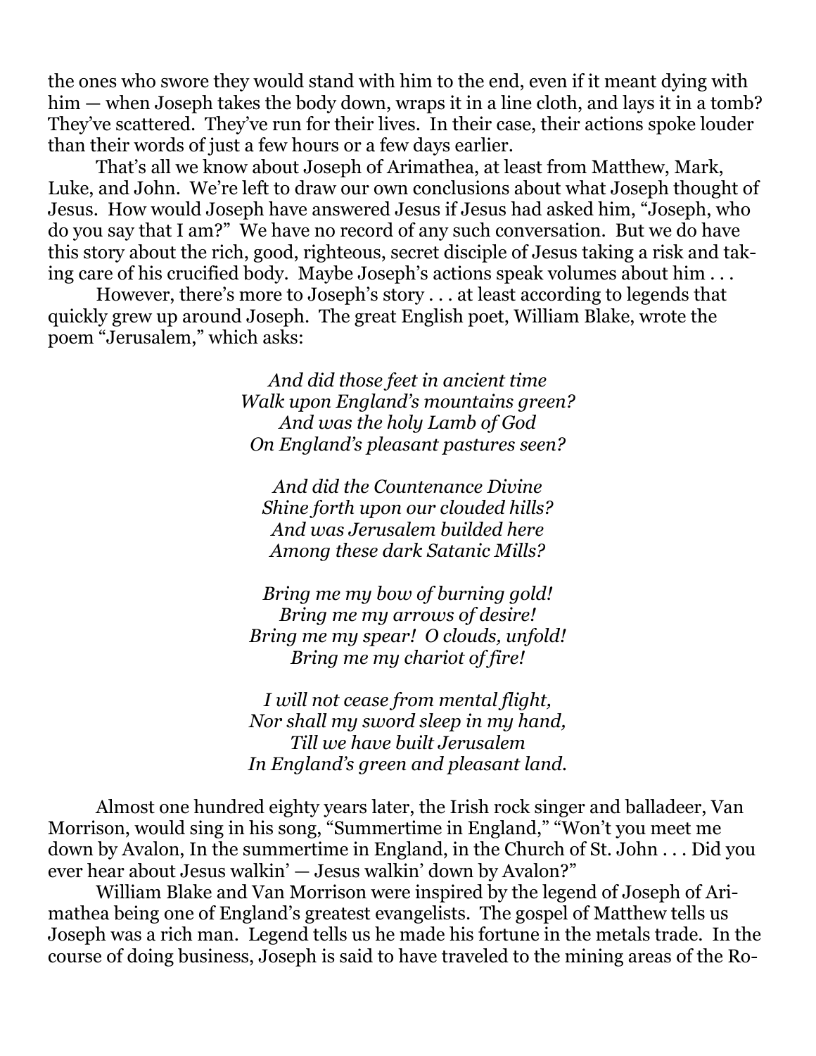the ones who swore they would stand with him to the end, even if it meant dying with him — when Joseph takes the body down, wraps it in a line cloth, and lays it in a tomb? They've scattered. They've run for their lives. In their case, their actions spoke louder than their words of just a few hours or a few days earlier.

That's all we know about Joseph of Arimathea, at least from Matthew, Mark, Luke, and John. We're left to draw our own conclusions about what Joseph thought of Jesus. How would Joseph have answered Jesus if Jesus had asked him, "Joseph, who do you say that I am?" We have no record of any such conversation. But we do have this story about the rich, good, righteous, secret disciple of Jesus taking a risk and taking care of his crucified body. Maybe Joseph's actions speak volumes about him . . .

However, there's more to Joseph's story . . . at least according to legends that quickly grew up around Joseph. The great English poet, William Blake, wrote the poem "Jerusalem," which asks:

*And did those feet in ancient time*
*Walk upon England's mountains green?*
*And was the holy Lamb of God*
*On England's pleasant pastures seen?*

*And did the Countenance Divine*
*Shine forth upon our clouded hills?*
*And was Jerusalem builded here*
*Among these dark Satanic Mills?*

*Bring me my bow of burning gold!*
*Bring me my arrows of desire!*
*Bring me my spear! O clouds, unfold!*
*Bring me my chariot of fire!*

*I will not cease from mental flight,*
*Nor shall my sword sleep in my hand,*
*Till we have built Jerusalem*
*In England's green and pleasant land.*

Almost one hundred eighty years later, the Irish rock singer and balladeer, Van Morrison, would sing in his song, "Summertime in England," "Won't you meet me down by Avalon, In the summertime in England, in the Church of St. John . . . Did you ever hear about Jesus walkin' — Jesus walkin' down by Avalon?"

William Blake and Van Morrison were inspired by the legend of Joseph of Arimathea being one of England's greatest evangelists. The gospel of Matthew tells us Joseph was a rich man. Legend tells us he made his fortune in the metals trade. In the course of doing business, Joseph is said to have traveled to the mining areas of the Ro-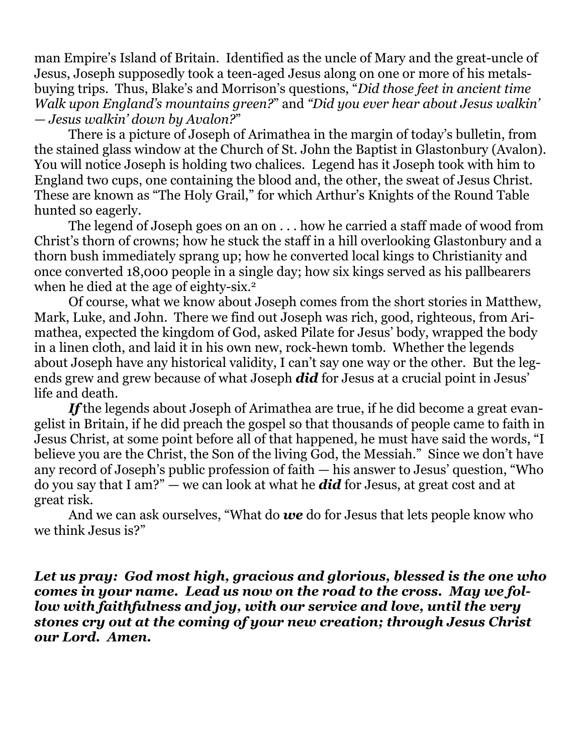man Empire's Island of Britain. Identified as the uncle of Mary and the great-uncle of Jesus, Joseph supposedly took a teen-aged Jesus along on one or more of his metals-buying trips. Thus, Blake's and Morrison's questions, "*Did those feet in ancient time Walk upon England's mountains green?*" and *"Did you ever hear about Jesus walkin' — Jesus walkin' down by Avalon?*"

There is a picture of Joseph of Arimathea in the margin of today's bulletin, from the stained glass window at the Church of St. John the Baptist in Glastonbury (Avalon). You will notice Joseph is holding two chalices. Legend has it Joseph took with him to England two cups, one containing the blood and, the other, the sweat of Jesus Christ. These are known as "The Holy Grail," for which Arthur's Knights of the Round Table hunted so eagerly.

The legend of Joseph goes on an on . . . how he carried a staff made of wood from Christ's thorn of crowns; how he stuck the staff in a hill overlooking Glastonbury and a thorn bush immediately sprang up; how he converted local kings to Christianity and once converted 18,000 people in a single day; how six kings served as his pallbearers when he died at the age of eighty-six.[2]

Of course, what we know about Joseph comes from the short stories in Matthew, Mark, Luke, and John. There we find out Joseph was rich, good, righteous, from Arimathea, expected the kingdom of God, asked Pilate for Jesus' body, wrapped the body in a linen cloth, and laid it in his own new, rock-hewn tomb. Whether the legends about Joseph have any historical validity, I can't say one way or the other. But the legends grew and grew because of what Joseph ***did*** for Jesus at a crucial point in Jesus' life and death.

***If*** the legends about Joseph of Arimathea are true, if he did become a great evangelist in Britain, if he did preach the gospel so that thousands of people came to faith in Jesus Christ, at some point before all of that happened, he must have said the words, "I believe you are the Christ, the Son of the living God, the Messiah." Since we don't have any record of Joseph's public profession of faith — his answer to Jesus' question, "Who do you say that I am?" — we can look at what he ***did*** for Jesus, at great cost and at great risk.

And we can ask ourselves, "What do ***we*** do for Jesus that lets people know who we think Jesus is?"

***Let us pray: God most high, gracious and glorious, blessed is the one who comes in your name. Lead us now on the road to the cross. May we follow with faithfulness and joy, with our service and love, until the very stones cry out at the coming of your new creation; through Jesus Christ our Lord. Amen.***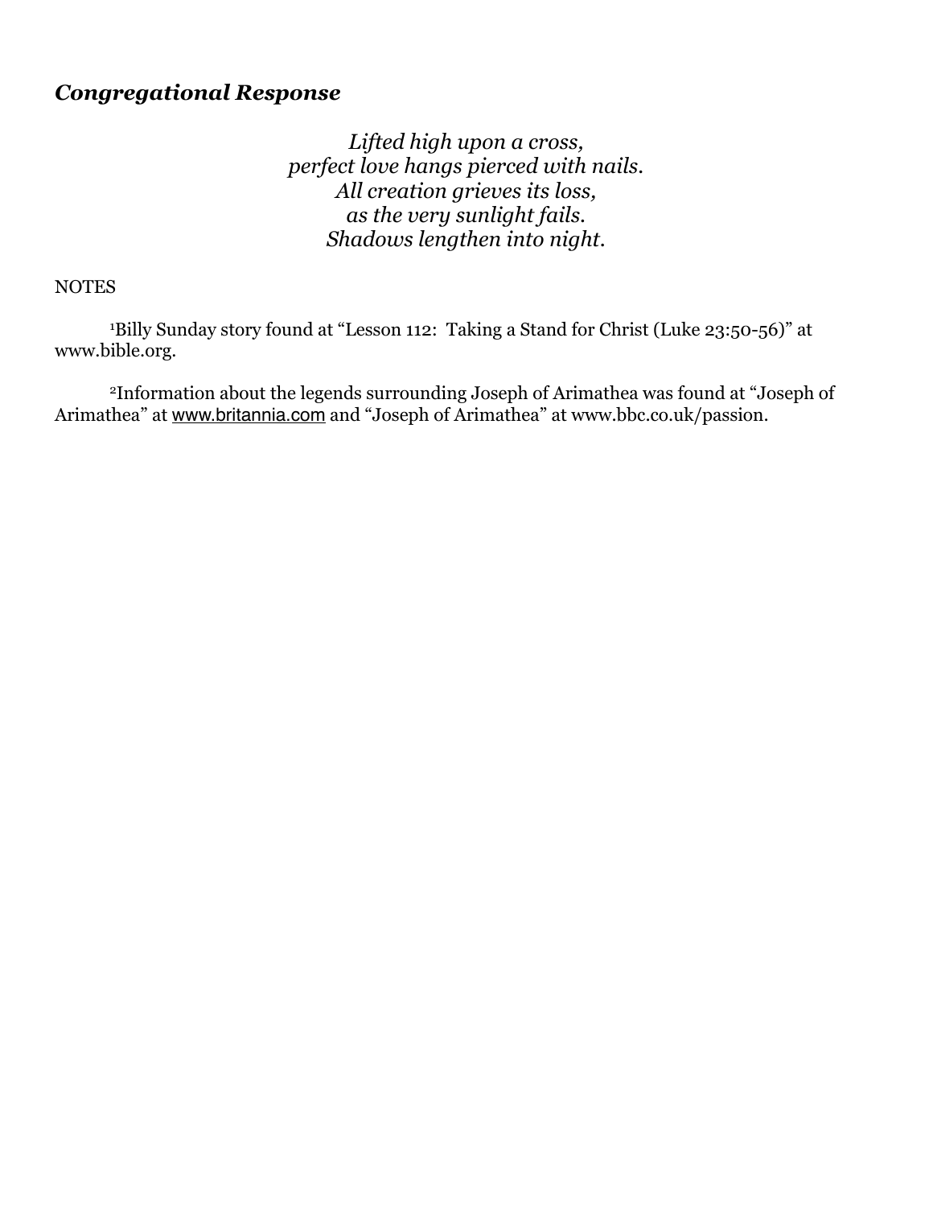### ***Congregational Response***

*Lifted high upon a cross,*
*perfect love hangs pierced with nails.*
*All creation grieves its loss,*
*as the very sunlight fails.*
*Shadows lengthen into night.*

NOTES

[1]Billy Sunday story found at “Lesson 112: Taking a Stand for Christ (Luke 23:50-56)” at www.bible.org.

[2]Information about the legends surrounding Joseph of Arimathea was found at “Joseph of Arimathea” at www.britannia.com and “Joseph of Arimathea” at www.bbc.co.uk/passion.